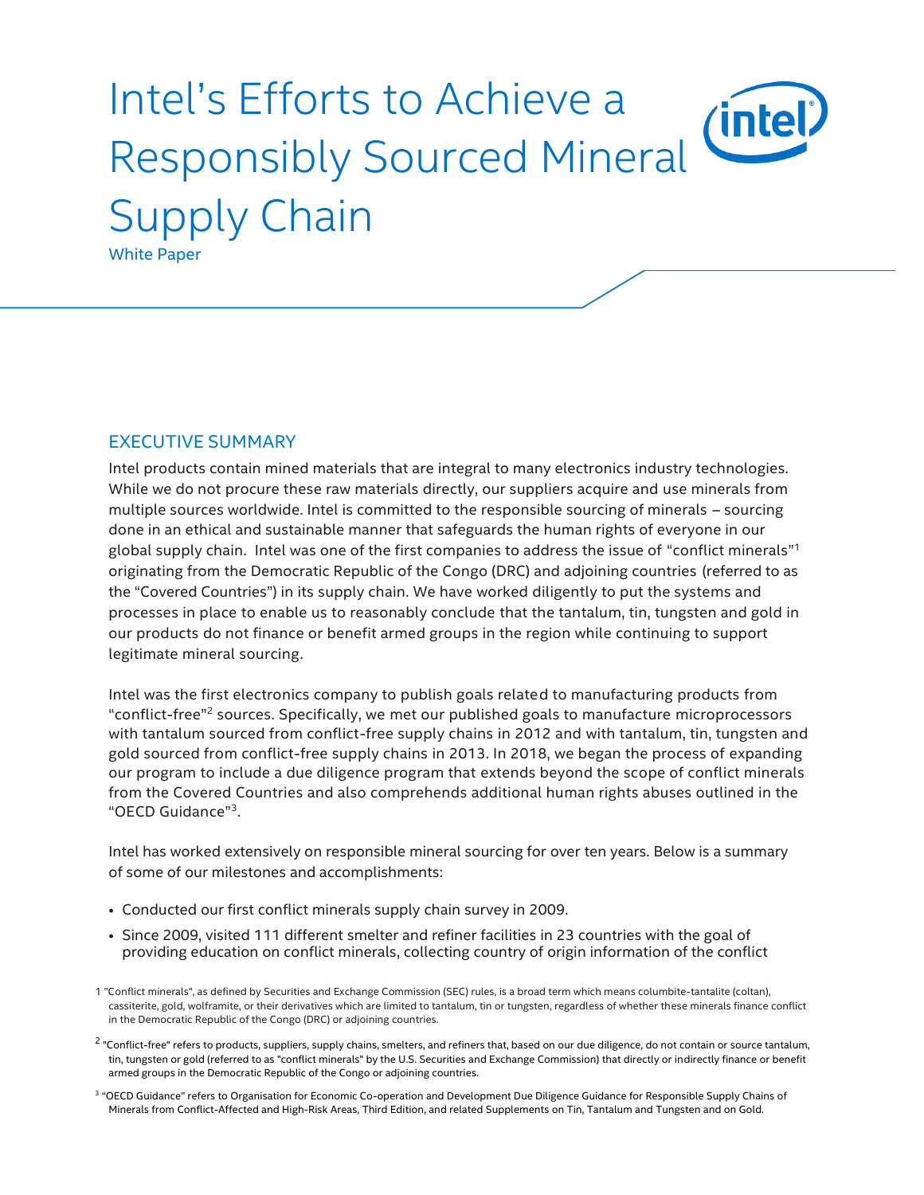# Intel's Efforts to Achieve a Responsibly Sourced Mineral Supply Chain

White Paper

## EXECUTIVE SUMMARY

Intel products contain mined materials that are integral to many electronics industry technologies. While we do not procure these raw materials directly, our suppliers acquire and use minerals from multiple sources worldwide. Intel is committed to the responsible sourcing of minerals – sourcing done in an ethical and sustainable manner that safeguards the human rights of everyone in our global supply chain. Intel was one of the first companies to address the issue of "conflict minerals"[1] originating from the Democratic Republic of the Congo (DRC) and adjoining countries (referred to as the "Covered Countries") in its supply chain. We have worked diligently to put the systems and processes in place to enable us to reasonably conclude that the tantalum, tin, tungsten and gold in our products do not finance or benefit armed groups in the region while continuing to support legitimate mineral sourcing.

Intel was the first electronics company to publish goals related to manufacturing products from "conflict-free"[2] sources. Specifically, we met our published goals to manufacture microprocessors with tantalum sourced from conflict-free supply chains in 2012 and with tantalum, tin, tungsten and gold sourced from conflict-free supply chains in 2013. In 2018, we began the process of expanding our program to include a due diligence program that extends beyond the scope of conflict minerals from the Covered Countries and also comprehends additional human rights abuses outlined in the "OECD Guidance"[3].

Intel has worked extensively on responsible mineral sourcing for over ten years. Below is a summary of some of our milestones and accomplishments:

- Conducted our first conflict minerals supply chain survey in 2009.
- Since 2009, visited 111 different smelter and refiner facilities in 23 countries with the goal of providing education on conflict minerals, collecting country of origin information of the conflict

[1] "Conflict minerals", as defined by Securities and Exchange Commission (SEC) rules, is a broad term which means columbite-tantalite (coltan), cassiterite, gold, wolframite, or their derivatives which are limited to tantalum, tin or tungsten, regardless of whether these minerals finance conflict in the Democratic Republic of the Congo (DRC) or adjoining countries.

[2] "Conflict-free" refers to products, suppliers, supply chains, smelters, and refiners that, based on our due diligence, do not contain or source tantalum, tin, tungsten or gold (referred to as "conflict minerals" by the U.S. Securities and Exchange Commission) that directly or indirectly finance or benefit armed groups in the Democratic Republic of the Congo or adjoining countries.

[3] "OECD Guidance" refers to Organisation for Economic Co-operation and Development Due Diligence Guidance for Responsible Supply Chains of Minerals from Conflict-Affected and High-Risk Areas, Third Edition, and related Supplements on Tin, Tantalum and Tungsten and on Gold.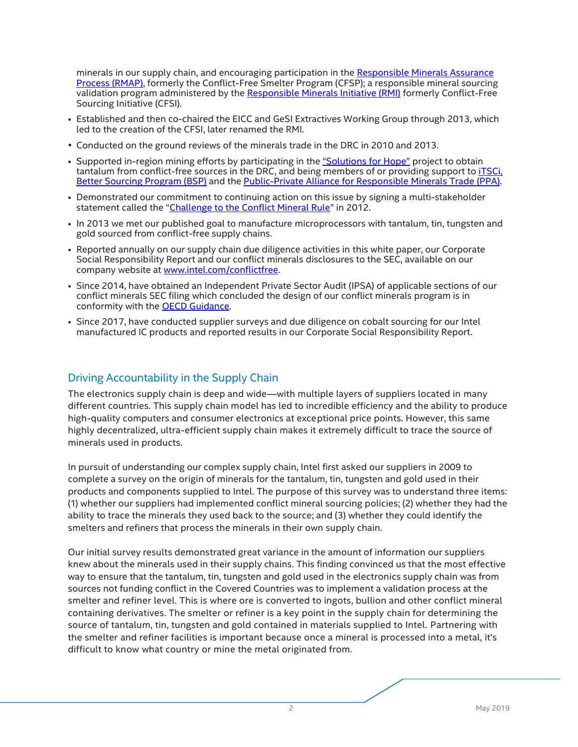minerals in our supply chain, and encouraging participation in the [Responsible Minerals Assurance Process (RMAP)](), formerly the Conflict-Free Smelter Program (CFSP); a responsible mineral sourcing validation program administered by the [Responsible Minerals Initiative (RMI)]() formerly Conflict-Free Sourcing Initiative (CFSI).

- Established and then co-chaired the EICC and GeSI Extractives Working Group through 2013, which led to the creation of the CFSI, later renamed the RMI.
- Conducted on the ground reviews of the minerals trade in the DRC in 2010 and 2013.
- Supported in-region mining efforts by participating in the ["Solutions for Hope"]() project to obtain tantalum from conflict-free sources in the DRC, and being members of or providing support to [iTSCi](), [Better Sourcing Program (BSP)]() and the [Public-Private Alliance for Responsible Minerals Trade (PPA)]().
- Demonstrated our commitment to continuing action on this issue by signing a multi-stakeholder statement called the "[Challenge to the Conflict Mineral Rule]()" in 2012.
- In 2013 we met our published goal to manufacture microprocessors with tantalum, tin, tungsten and gold sourced from conflict-free supply chains.
- Reported annually on our supply chain due diligence activities in this white paper, our Corporate Social Responsibility Report and our conflict minerals disclosures to the SEC, available on our company website at [www.intel.com/conflictfree]().
- Since 2014, have obtained an Independent Private Sector Audit (IPSA) of applicable sections of our conflict minerals SEC filing which concluded the design of our conflict minerals program is in conformity with the [OECD Guidance]().
- Since 2017, have conducted supplier surveys and due diligence on cobalt sourcing for our Intel manufactured IC products and reported results in our Corporate Social Responsibility Report.

## Driving Accountability in the Supply Chain

The electronics supply chain is deep and wide—with multiple layers of suppliers located in many different countries. This supply chain model has led to incredible efficiency and the ability to produce high-quality computers and consumer electronics at exceptional price points. However, this same highly decentralized, ultra-efficient supply chain makes it extremely difficult to trace the source of minerals used in products.

In pursuit of understanding our complex supply chain, Intel first asked our suppliers in 2009 to complete a survey on the origin of minerals for the tantalum, tin, tungsten and gold used in their products and components supplied to Intel. The purpose of this survey was to understand three items: (1) whether our suppliers had implemented conflict mineral sourcing policies; (2) whether they had the ability to trace the minerals they used back to the source; and (3) whether they could identify the smelters and refiners that process the minerals in their own supply chain.

Our initial survey results demonstrated great variance in the amount of information our suppliers knew about the minerals used in their supply chains. This finding convinced us that the most effective way to ensure that the tantalum, tin, tungsten and gold used in the electronics supply chain was from sources not funding conflict in the Covered Countries was to implement a validation process at the smelter and refiner level. This is where ore is converted to ingots, bullion and other conflict mineral containing derivatives. The smelter or refiner is a key point in the supply chain for determining the source of tantalum, tin, tungsten and gold contained in materials supplied to Intel. Partnering with the smelter and refiner facilities is important because once a mineral is processed into a metal, it's difficult to know what country or mine the metal originated from.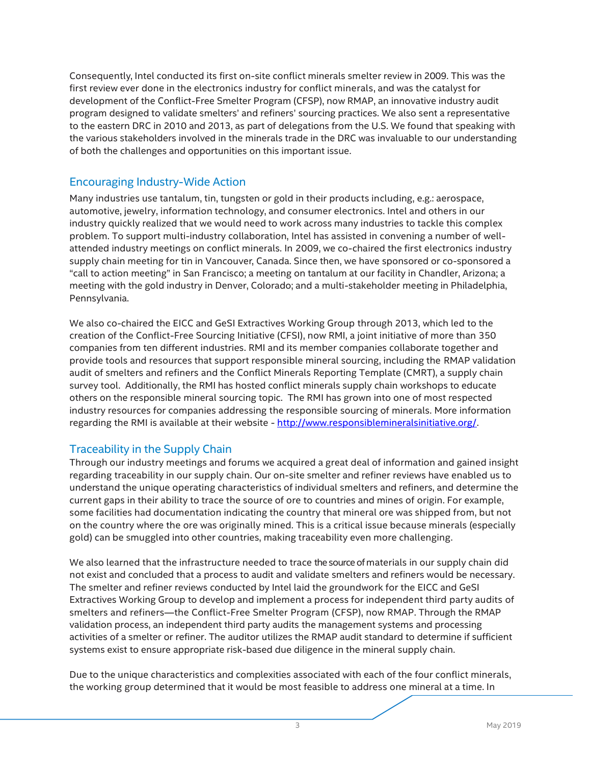Consequently, Intel conducted its first on-site conflict minerals smelter review in 2009. This was the first review ever done in the electronics industry for conflict minerals, and was the catalyst for development of the Conflict-Free Smelter Program (CFSP), now RMAP, an innovative industry audit program designed to validate smelters' and refiners' sourcing practices. We also sent a representative to the eastern DRC in 2010 and 2013, as part of delegations from the U.S. We found that speaking with the various stakeholders involved in the minerals trade in the DRC was invaluable to our understanding of both the challenges and opportunities on this important issue.

## Encouraging Industry-Wide Action

Many industries use tantalum, tin, tungsten or gold in their products including, e.g.: aerospace, automotive, jewelry, information technology, and consumer electronics. Intel and others in our industry quickly realized that we would need to work across many industries to tackle this complex problem. To support multi-industry collaboration, Intel has assisted in convening a number of well-attended industry meetings on conflict minerals. In 2009, we co-chaired the first electronics industry supply chain meeting for tin in Vancouver, Canada. Since then, we have sponsored or co-sponsored a "call to action meeting" in San Francisco; a meeting on tantalum at our facility in Chandler, Arizona; a meeting with the gold industry in Denver, Colorado; and a multi-stakeholder meeting in Philadelphia, Pennsylvania.

We also co-chaired the EICC and GeSI Extractives Working Group through 2013, which led to the creation of the Conflict-Free Sourcing Initiative (CFSI), now RMI, a joint initiative of more than 350 companies from ten different industries. RMI and its member companies collaborate together and provide tools and resources that support responsible mineral sourcing, including the RMAP validation audit of smelters and refiners and the Conflict Minerals Reporting Template (CMRT), a supply chain survey tool. Additionally, the RMI has hosted conflict minerals supply chain workshops to educate others on the responsible mineral sourcing topic. The RMI has grown into one of most respected industry resources for companies addressing the responsible sourcing of minerals. More information regarding the RMI is available at their website - [http://www.responsiblemineralsinitiative.org/](http://www.responsiblemineralsinitiative.org/).

## Traceability in the Supply Chain

Through our industry meetings and forums we acquired a great deal of information and gained insight regarding traceability in our supply chain. Our on-site smelter and refiner reviews have enabled us to understand the unique operating characteristics of individual smelters and refiners, and determine the current gaps in their ability to trace the source of ore to countries and mines of origin. For example, some facilities had documentation indicating the country that mineral ore was shipped from, but not on the country where the ore was originally mined. This is a critical issue because minerals (especially gold) can be smuggled into other countries, making traceability even more challenging.

We also learned that the infrastructure needed to trace the source of materials in our supply chain did not exist and concluded that a process to audit and validate smelters and refiners would be necessary. The smelter and refiner reviews conducted by Intel laid the groundwork for the EICC and GeSI Extractives Working Group to develop and implement a process for independent third party audits of smelters and refiners—the Conflict-Free Smelter Program (CFSP), now RMAP. Through the RMAP validation process, an independent third party audits the management systems and processing activities of a smelter or refiner. The auditor utilizes the RMAP audit standard to determine if sufficient systems exist to ensure appropriate risk-based due diligence in the mineral supply chain.

Due to the unique characteristics and complexities associated with each of the four conflict minerals, the working group determined that it would be most feasible to address one mineral at a time. In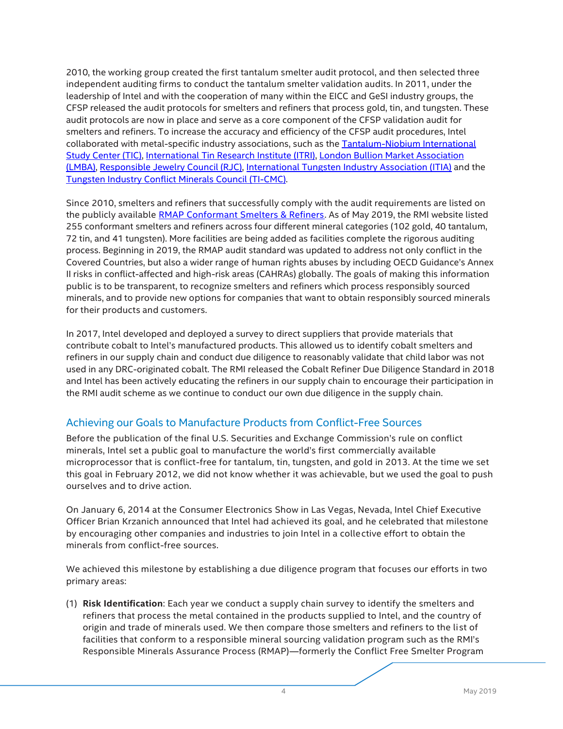2010, the working group created the first tantalum smelter audit protocol, and then selected three independent auditing firms to conduct the tantalum smelter validation audits. In 2011, under the leadership of Intel and with the cooperation of many within the EICC and GeSI industry groups, the CFSP released the audit protocols for smelters and refiners that process gold, tin, and tungsten. These audit protocols are now in place and serve as a core component of the CFSP validation audit for smelters and refiners. To increase the accuracy and efficiency of the CFSP audit procedures, Intel collaborated with metal-specific industry associations, such as the Tantalum-Niobium International Study Center (TIC), International Tin Research Institute (ITRI), London Bullion Market Association (LMBA), Responsible Jewelry Council (RJC), International Tungsten Industry Association (ITIA) and the Tungsten Industry Conflict Minerals Council (TI-CMC).

Since 2010, smelters and refiners that successfully comply with the audit requirements are listed on the publicly available RMAP Conformant Smelters & Refiners. As of May 2019, the RMI website listed 255 conformant smelters and refiners across four different mineral categories (102 gold, 40 tantalum, 72 tin, and 41 tungsten). More facilities are being added as facilities complete the rigorous auditing process. Beginning in 2019, the RMAP audit standard was updated to address not only conflict in the Covered Countries, but also a wider range of human rights abuses by including OECD Guidance's Annex II risks in conflict-affected and high-risk areas (CAHRAs) globally. The goals of making this information public is to be transparent, to recognize smelters and refiners which process responsibly sourced minerals, and to provide new options for companies that want to obtain responsibly sourced minerals for their products and customers.

In 2017, Intel developed and deployed a survey to direct suppliers that provide materials that contribute cobalt to Intel's manufactured products. This allowed us to identify cobalt smelters and refiners in our supply chain and conduct due diligence to reasonably validate that child labor was not used in any DRC-originated cobalt. The RMI released the Cobalt Refiner Due Diligence Standard in 2018 and Intel has been actively educating the refiners in our supply chain to encourage their participation in the RMI audit scheme as we continue to conduct our own due diligence in the supply chain.

## Achieving our Goals to Manufacture Products from Conflict-Free Sources

Before the publication of the final U.S. Securities and Exchange Commission's rule on conflict minerals, Intel set a public goal to manufacture the world's first commercially available microprocessor that is conflict-free for tantalum, tin, tungsten, and gold in 2013. At the time we set this goal in February 2012, we did not know whether it was achievable, but we used the goal to push ourselves and to drive action.

On January 6, 2014 at the Consumer Electronics Show in Las Vegas, Nevada, Intel Chief Executive Officer Brian Krzanich announced that Intel had achieved its goal, and he celebrated that milestone by encouraging other companies and industries to join Intel in a collective effort to obtain the minerals from conflict-free sources.

We achieved this milestone by establishing a due diligence program that focuses our efforts in two primary areas:

(1) **Risk Identification**: Each year we conduct a supply chain survey to identify the smelters and refiners that process the metal contained in the products supplied to Intel, and the country of origin and trade of minerals used. We then compare those smelters and refiners to the list of facilities that conform to a responsible mineral sourcing validation program such as the RMI's Responsible Minerals Assurance Process (RMAP)—formerly the Conflict Free Smelter Program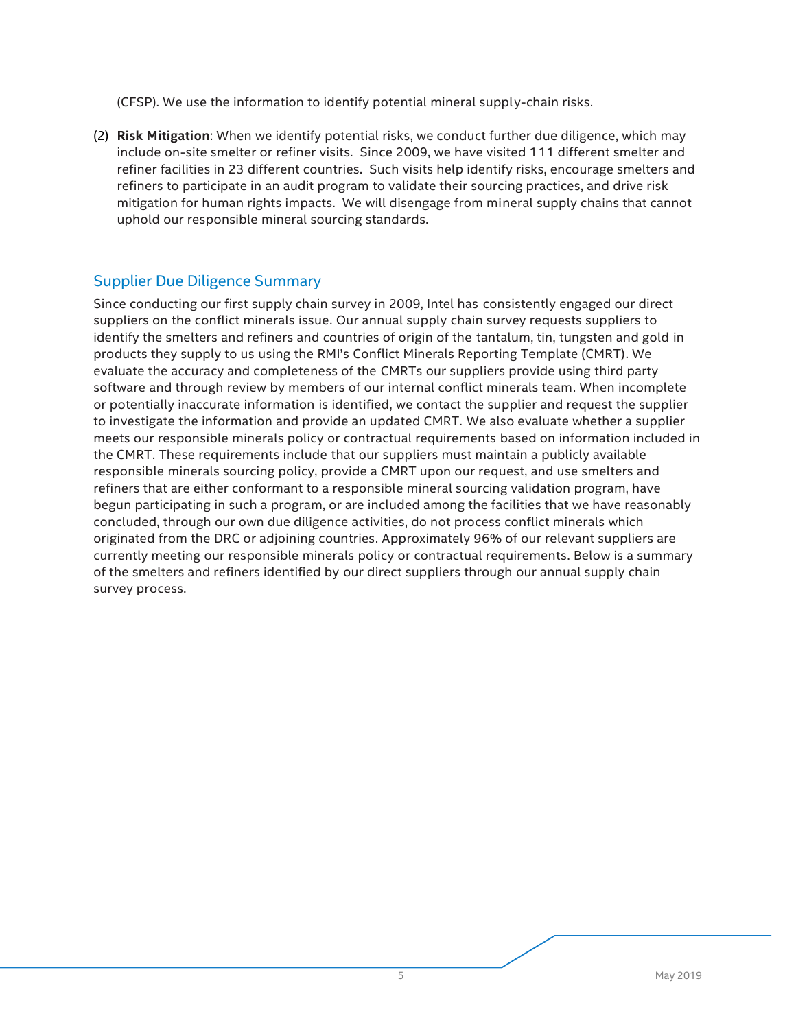(CFSP). We use the information to identify potential mineral supply-chain risks.

(2) **Risk Mitigation**: When we identify potential risks, we conduct further due diligence, which may include on-site smelter or refiner visits. Since 2009, we have visited 111 different smelter and refiner facilities in 23 different countries. Such visits help identify risks, encourage smelters and refiners to participate in an audit program to validate their sourcing practices, and drive risk mitigation for human rights impacts. We will disengage from mineral supply chains that cannot uphold our responsible mineral sourcing standards.

## Supplier Due Diligence Summary

Since conducting our first supply chain survey in 2009, Intel has consistently engaged our direct suppliers on the conflict minerals issue. Our annual supply chain survey requests suppliers to identify the smelters and refiners and countries of origin of the tantalum, tin, tungsten and gold in products they supply to us using the RMI's Conflict Minerals Reporting Template (CMRT). We evaluate the accuracy and completeness of the CMRTs our suppliers provide using third party software and through review by members of our internal conflict minerals team. When incomplete or potentially inaccurate information is identified, we contact the supplier and request the supplier to investigate the information and provide an updated CMRT. We also evaluate whether a supplier meets our responsible minerals policy or contractual requirements based on information included in the CMRT. These requirements include that our suppliers must maintain a publicly available responsible minerals sourcing policy, provide a CMRT upon our request, and use smelters and refiners that are either conformant to a responsible mineral sourcing validation program, have begun participating in such a program, or are included among the facilities that we have reasonably concluded, through our own due diligence activities, do not process conflict minerals which originated from the DRC or adjoining countries. Approximately 96% of our relevant suppliers are currently meeting our responsible minerals policy or contractual requirements. Below is a summary of the smelters and refiners identified by our direct suppliers through our annual supply chain survey process.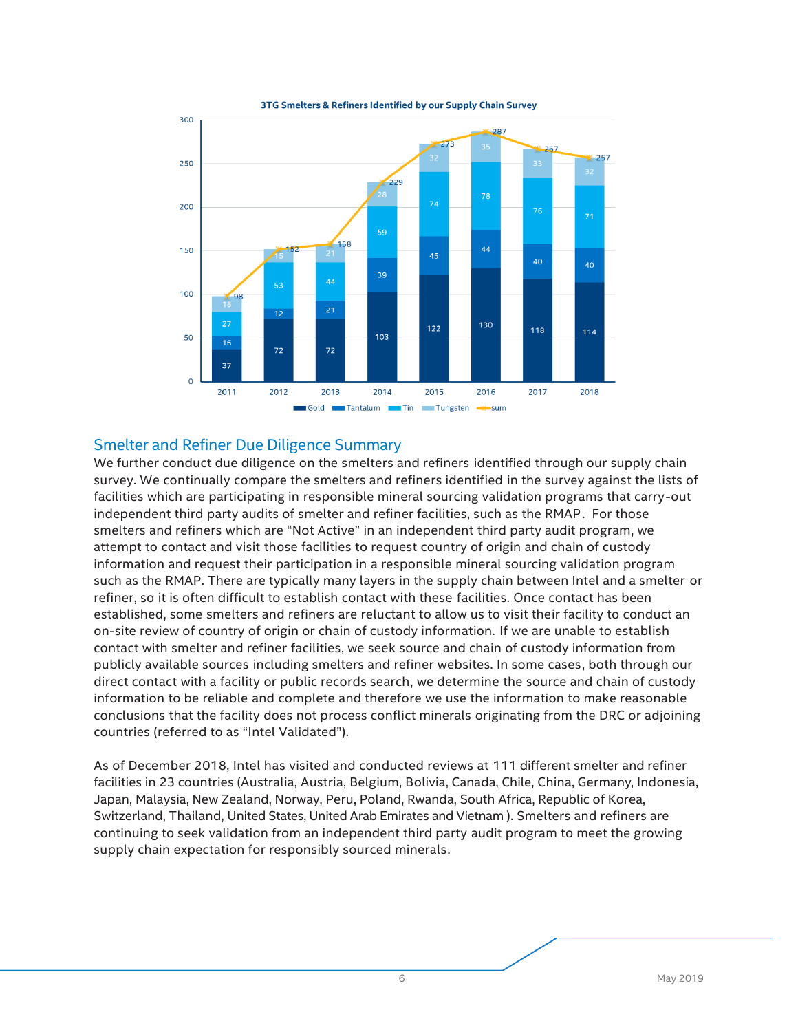**3TG Smelters & Refiners Identified by our Supply Chain Survey**

| Year | Gold | Tantalum | Tin | Tungsten | sum |
|---|---|---|---|---|---|
| 2011 | 37 | 16 | 27 | 18 | 98 |
| 2012 | 72 | 12 | 53 | 15 | 152 |
| 2013 | 72 | 21 | 44 | 21 | 158 |
| 2014 | 103 | 39 | 59 | 28 | 229 |
| 2015 | 122 | 45 | 74 | 32 | 273 |
| 2016 | 130 | 44 | 78 | 35 | 287 |
| 2017 | 118 | 40 | 76 | 33 | 267 |
| 2018 | 114 | 40 | 71 | 32 | 257 |

## Smelter and Refiner Due Diligence Summary

We further conduct due diligence on the smelters and refiners identified through our supply chain survey. We continually compare the smelters and refiners identified in the survey against the lists of facilities which are participating in responsible mineral sourcing validation programs that carry-out independent third party audits of smelter and refiner facilities, such as the RMAP. For those smelters and refiners which are "Not Active" in an independent third party audit program, we attempt to contact and visit those facilities to request country of origin and chain of custody information and request their participation in a responsible mineral sourcing validation program such as the RMAP. There are typically many layers in the supply chain between Intel and a smelter or refiner, so it is often difficult to establish contact with these facilities. Once contact has been established, some smelters and refiners are reluctant to allow us to visit their facility to conduct an on-site review of country of origin or chain of custody information. If we are unable to establish contact with smelter and refiner facilities, we seek source and chain of custody information from publicly available sources including smelters and refiner websites. In some cases, both through our direct contact with a facility or public records search, we determine the source and chain of custody information to be reliable and complete and therefore we use the information to make reasonable conclusions that the facility does not process conflict minerals originating from the DRC or adjoining countries (referred to as "Intel Validated").

As of December 2018, Intel has visited and conducted reviews at 111 different smelter and refiner facilities in 23 countries (Australia, Austria, Belgium, Bolivia, Canada, Chile, China, Germany, Indonesia, Japan, Malaysia, New Zealand, Norway, Peru, Poland, Rwanda, South Africa, Republic of Korea, Switzerland, Thailand, United States, United Arab Emirates and Vietnam ). Smelters and refiners are continuing to seek validation from an independent third party audit program to meet the growing supply chain expectation for responsibly sourced minerals.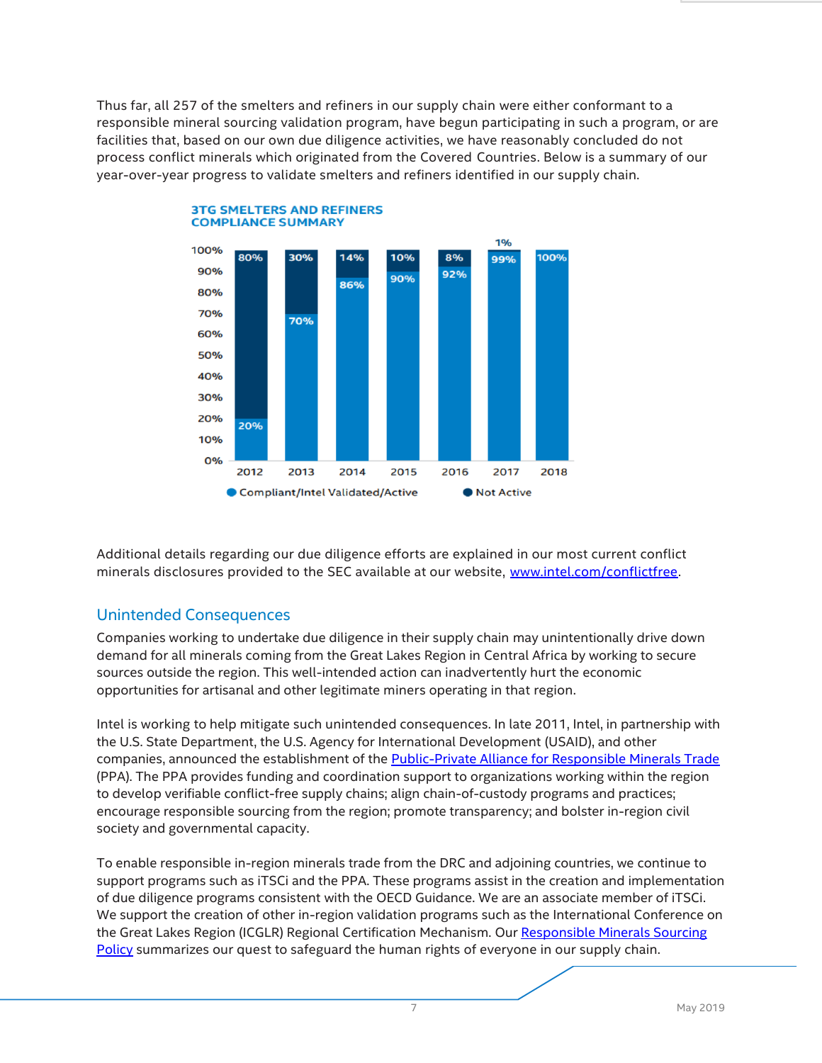Thus far, all 257 of the smelters and refiners in our supply chain were either conformant to a responsible mineral sourcing validation program, have begun participating in such a program, or are facilities that, based on our own due diligence activities, we have reasonably concluded do not process conflict minerals which originated from the Covered Countries. Below is a summary of our year-over-year progress to validate smelters and refiners identified in our supply chain.

**3TG SMELTERS AND REFINERS COMPLIANCE SUMMARY**

| Year | Compliant/Intel Validated/Active | Not Active |
|---|---|---|
| 2012 | 20% | 80% |
| 2013 | 70% | 30% |
| 2014 | 86% | 14% |
| 2015 | 90% | 10% |
| 2016 | 92% | 8% |
| 2017 | 99% | 1% |
| 2018 | 100% | |

Additional details regarding our due diligence efforts are explained in our most current conflict minerals disclosures provided to the SEC available at our website, [www.intel.com/conflictfree](www.intel.com/conflictfree).

## Unintended Consequences

Companies working to undertake due diligence in their supply chain may unintentionally drive down demand for all minerals coming from the Great Lakes Region in Central Africa by working to secure sources outside the region. This well-intended action can inadvertently hurt the economic opportunities for artisanal and other legitimate miners operating in that region.

Intel is working to help mitigate such unintended consequences. In late 2011, Intel, in partnership with the U.S. State Department, the U.S. Agency for International Development (USAID), and other companies, announced the establishment of the Public-Private Alliance for Responsible Minerals Trade (PPA). The PPA provides funding and coordination support to organizations working within the region to develop verifiable conflict-free supply chains; align chain-of-custody programs and practices; encourage responsible sourcing from the region; promote transparency; and bolster in-region civil society and governmental capacity.

To enable responsible in-region minerals trade from the DRC and adjoining countries, we continue to support programs such as iTSCi and the PPA. These programs assist in the creation and implementation of due diligence programs consistent with the OECD Guidance. We are an associate member of iTSCi. We support the creation of other in-region validation programs such as the International Conference on the Great Lakes Region (ICGLR) Regional Certification Mechanism. Our Responsible Minerals Sourcing Policy summarizes our quest to safeguard the human rights of everyone in our supply chain.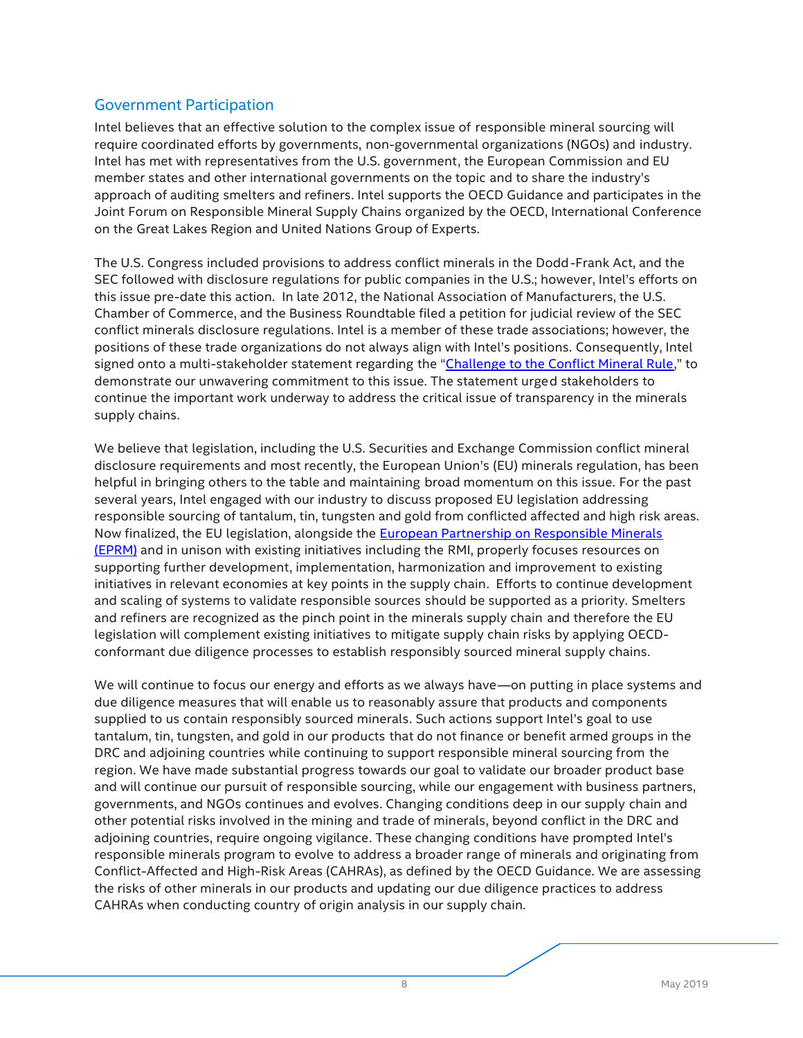## Government Participation

Intel believes that an effective solution to the complex issue of responsible mineral sourcing will require coordinated efforts by governments, non-governmental organizations (NGOs) and industry. Intel has met with representatives from the U.S. government, the European Commission and EU member states and other international governments on the topic and to share the industry's approach of auditing smelters and refiners. Intel supports the OECD Guidance and participates in the Joint Forum on Responsible Mineral Supply Chains organized by the OECD, International Conference on the Great Lakes Region and United Nations Group of Experts.

The U.S. Congress included provisions to address conflict minerals in the Dodd-Frank Act, and the SEC followed with disclosure regulations for public companies in the U.S.; however, Intel's efforts on this issue pre-date this action. In late 2012, the National Association of Manufacturers, the U.S. Chamber of Commerce, and the Business Roundtable filed a petition for judicial review of the SEC conflict minerals disclosure regulations. Intel is a member of these trade associations; however, the positions of these trade organizations do not always align with Intel's positions. Consequently, Intel signed onto a multi-stakeholder statement regarding the "Challenge to the Conflict Mineral Rule," to demonstrate our unwavering commitment to this issue. The statement urged stakeholders to continue the important work underway to address the critical issue of transparency in the minerals supply chains.

We believe that legislation, including the U.S. Securities and Exchange Commission conflict mineral disclosure requirements and most recently, the European Union's (EU) minerals regulation, has been helpful in bringing others to the table and maintaining broad momentum on this issue. For the past several years, Intel engaged with our industry to discuss proposed EU legislation addressing responsible sourcing of tantalum, tin, tungsten and gold from conflicted affected and high risk areas. Now finalized, the EU legislation, alongside the European Partnership on Responsible Minerals (EPRM) and in unison with existing initiatives including the RMI, properly focuses resources on supporting further development, implementation, harmonization and improvement to existing initiatives in relevant economies at key points in the supply chain. Efforts to continue development and scaling of systems to validate responsible sources should be supported as a priority. Smelters and refiners are recognized as the pinch point in the minerals supply chain and therefore the EU legislation will complement existing initiatives to mitigate supply chain risks by applying OECD-conformant due diligence processes to establish responsibly sourced mineral supply chains.

We will continue to focus our energy and efforts as we always have—on putting in place systems and due diligence measures that will enable us to reasonably assure that products and components supplied to us contain responsibly sourced minerals. Such actions support Intel's goal to use tantalum, tin, tungsten, and gold in our products that do not finance or benefit armed groups in the DRC and adjoining countries while continuing to support responsible mineral sourcing from the region. We have made substantial progress towards our goal to validate our broader product base and will continue our pursuit of responsible sourcing, while our engagement with business partners, governments, and NGOs continues and evolves. Changing conditions deep in our supply chain and other potential risks involved in the mining and trade of minerals, beyond conflict in the DRC and adjoining countries, require ongoing vigilance. These changing conditions have prompted Intel's responsible minerals program to evolve to address a broader range of minerals and originating from Conflict-Affected and High-Risk Areas (CAHRAs), as defined by the OECD Guidance. We are assessing the risks of other minerals in our products and updating our due diligence practices to address CAHRAs when conducting country of origin analysis in our supply chain.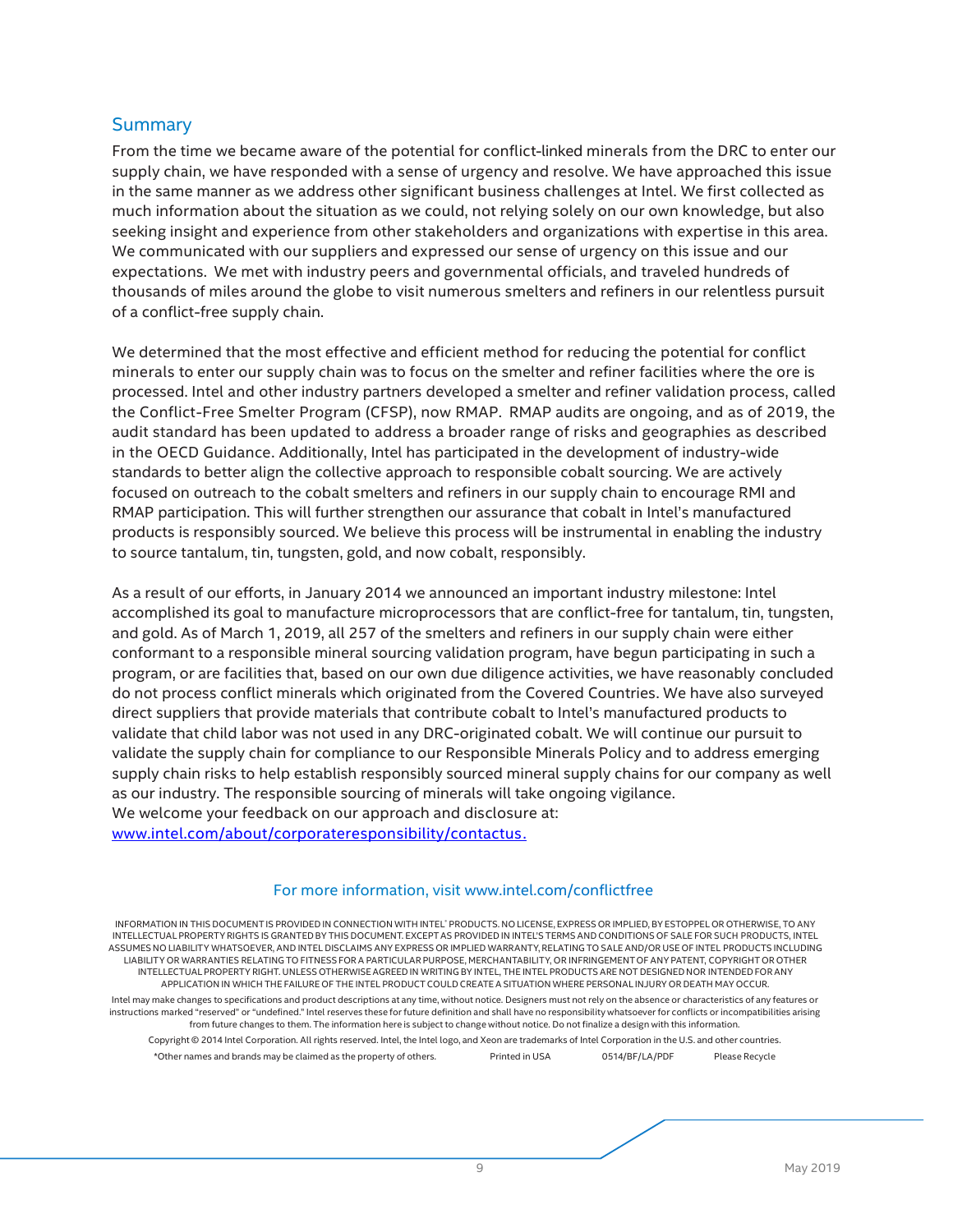## Summary

From the time we became aware of the potential for conflict-linked minerals from the DRC to enter our supply chain, we have responded with a sense of urgency and resolve. We have approached this issue in the same manner as we address other significant business challenges at Intel. We first collected as much information about the situation as we could, not relying solely on our own knowledge, but also seeking insight and experience from other stakeholders and organizations with expertise in this area. We communicated with our suppliers and expressed our sense of urgency on this issue and our expectations. We met with industry peers and governmental officials, and traveled hundreds of thousands of miles around the globe to visit numerous smelters and refiners in our relentless pursuit of a conflict-free supply chain.

We determined that the most effective and efficient method for reducing the potential for conflict minerals to enter our supply chain was to focus on the smelter and refiner facilities where the ore is processed. Intel and other industry partners developed a smelter and refiner validation process, called the Conflict-Free Smelter Program (CFSP), now RMAP. RMAP audits are ongoing, and as of 2019, the audit standard has been updated to address a broader range of risks and geographies as described in the OECD Guidance. Additionally, Intel has participated in the development of industry-wide standards to better align the collective approach to responsible cobalt sourcing. We are actively focused on outreach to the cobalt smelters and refiners in our supply chain to encourage RMI and RMAP participation. This will further strengthen our assurance that cobalt in Intel's manufactured products is responsibly sourced. We believe this process will be instrumental in enabling the industry to source tantalum, tin, tungsten, gold, and now cobalt, responsibly.

As a result of our efforts, in January 2014 we announced an important industry milestone: Intel accomplished its goal to manufacture microprocessors that are conflict-free for tantalum, tin, tungsten, and gold. As of March 1, 2019, all 257 of the smelters and refiners in our supply chain were either conformant to a responsible mineral sourcing validation program, have begun participating in such a program, or are facilities that, based on our own due diligence activities, we have reasonably concluded do not process conflict minerals which originated from the Covered Countries. We have also surveyed direct suppliers that provide materials that contribute cobalt to Intel's manufactured products to validate that child labor was not used in any DRC-originated cobalt. We will continue our pursuit to validate the supply chain for compliance to our Responsible Minerals Policy and to address emerging supply chain risks to help establish responsibly sourced mineral supply chains for our company as well as our industry. The responsible sourcing of minerals will take ongoing vigilance.
We welcome your feedback on our approach and disclosure at: [www.intel.com/about/corporateresponsibility/contactus.](www.intel.com/about/corporateresponsibility/contactus)

For more information, visit www.intel.com/conflictfree

INFORMATION IN THIS DOCUMENT IS PROVIDED IN CONNECTION WITH INTEL® PRODUCTS. NO LICENSE, EXPRESS OR IMPLIED, BY ESTOPPEL OR OTHERWISE, TO ANY INTELLECTUAL PROPERTY RIGHTS IS GRANTED BY THIS DOCUMENT. EXCEPT AS PROVIDED IN INTEL'S TERMS AND CONDITIONS OF SALE FOR SUCH PRODUCTS, INTEL ASSUMES NO LIABILITY WHATSOEVER, AND INTEL DISCLAIMS ANY EXPRESS OR IMPLIED WARRANTY, RELATING TO SALE AND/OR USE OF INTEL PRODUCTS INCLUDING LIABILITY OR WARRANTIES RELATING TO FITNESS FOR A PARTICULAR PURPOSE, MERCHANTABILITY, OR INFRINGEMENT OF ANY PATENT, COPYRIGHT OR OTHER INTELLECTUAL PROPERTY RIGHT. UNLESS OTHERWISE AGREED IN WRITING BY INTEL, THE INTEL PRODUCTS ARE NOT DESIGNED NOR INTENDED FOR ANY APPLICATION IN WHICH THE FAILURE OF THE INTEL PRODUCT COULD CREATE A SITUATION WHERE PERSONAL INJURY OR DEATH MAY OCCUR.

Intel may make changes to specifications and product descriptions at any time, without notice. Designers must not rely on the absence or characteristics of any features or instructions marked "reserved" or "undefined." Intel reserves these for future definition and shall have no responsibility whatsoever for conflicts or incompatibilities arising from future changes to them. The information here is subject to change without notice. Do not finalize a design with this information.

Copyright © 2014 Intel Corporation. All rights reserved. Intel, the Intel logo, and Xeon are trademarks of Intel Corporation in the U.S. and other countries.

*Other names and brands may be claimed as the property of others. Printed in USA 0514/BF/LA/PDF Please Recycle